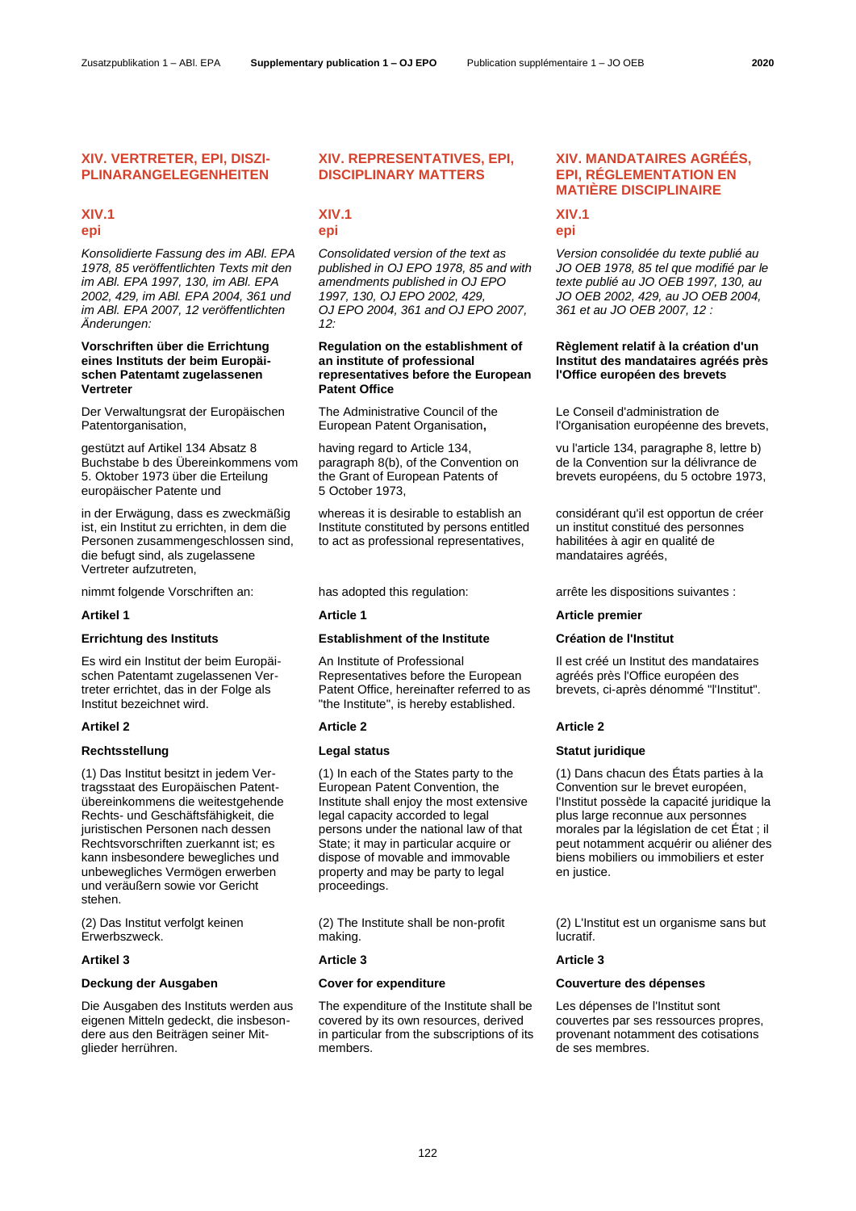# XIV. VERTRETER, EPI, DISZIPLINARANGELEGENHEITEN

## XIV.1
## epi

*Konsolidierte Fassung des im ABl. EPA 1978, 85 veröffentlichten Texts mit den im ABl. EPA 1997, 130, im ABl. EPA 2002, 429, im ABl. EPA 2004, 361 und im ABl. EPA 2007, 12 veröffentlichten Änderungen:*

**Vorschriften über die Errichtung eines Instituts der beim Europäischen Patentamt zugelassenen Vertreter**

Der Verwaltungsrat der Europäischen Patentorganisation,

gestützt auf Artikel 134 Absatz 8 Buchstabe b des Übereinkommens vom 5. Oktober 1973 über die Erteilung europäischer Patente und

in der Erwägung, dass es zweckmäßig ist, ein Institut zu errichten, in dem die Personen zusammengeschlossen sind, die befugt sind, als zugelassene Vertreter aufzutreten,

nimmt folgende Vorschriften an:

**Artikel 1**

**Errichtung des Instituts**

Es wird ein Institut der beim Europäischen Patentamt zugelassenen Vertreter errichtet, das in der Folge als Institut bezeichnet wird.

**Artikel 2**

**Rechtsstellung**

(1) Das Institut besitzt in jedem Vertragsstaat des Europäischen Patentübereinkommens die weitestgehende Rechts- und Geschäftsfähigkeit, die juristischen Personen nach dessen Rechtsvorschriften zuerkannt ist; es kann insbesondere bewegliches und unbewegliches Vermögen erwerben und veräußern sowie vor Gericht stehen.

(2) Das Institut verfolgt keinen Erwerbszweck.

**Artikel 3**

**Deckung der Ausgaben**

Die Ausgaben des Instituts werden aus eigenen Mitteln gedeckt, die insbesondere aus den Beiträgen seiner Mitglieder herrühren.

# XIV. REPRESENTATIVES, EPI, DISCIPLINARY MATTERS

## XIV.1
## epi

*Consolidated version of the text as published in OJ EPO 1978, 85 and with amendments published in OJ EPO 1997, 130, OJ EPO 2002, 429, OJ EPO 2004, 361 and OJ EPO 2007, 12:*

**Regulation on the establishment of an institute of professional representatives before the European Patent Office**

The Administrative Council of the European Patent Organisation**,**

having regard to Article 134, paragraph 8(b), of the Convention on the Grant of European Patents of 5 October 1973,

whereas it is desirable to establish an Institute constituted by persons entitled to act as professional representatives,

has adopted this regulation:

**Article 1**

**Establishment of the Institute**

An Institute of Professional Representatives before the European Patent Office, hereinafter referred to as "the Institute", is hereby established.

**Article 2**

**Legal status**

(1) In each of the States party to the European Patent Convention, the Institute shall enjoy the most extensive legal capacity accorded to legal persons under the national law of that State; it may in particular acquire or dispose of movable and immovable property and may be party to legal proceedings.

(2) The Institute shall be non-profit making.

**Article 3**

**Cover for expenditure**

The expenditure of the Institute shall be covered by its own resources, derived in particular from the subscriptions of its members.

# XIV. MANDATAIRES AGRÉÉS, EPI, RÉGLEMENTATION EN MATIÈRE DISCIPLINAIRE

## XIV.1
## epi

*Version consolidée du texte publié au JO OEB 1978, 85 tel que modifié par le texte publié au JO OEB 1997, 130, au JO OEB 2002, 429, au JO OEB 2004, 361 et au JO OEB 2007, 12 :*

**Règlement relatif à la création d'un Institut des mandataires agréés près l'Office européen des brevets**

Le Conseil d'administration de l'Organisation européenne des brevets,

vu l'article 134, paragraphe 8, lettre b) de la Convention sur la délivrance de brevets européens, du 5 octobre 1973,

considérant qu'il est opportun de créer un institut constitué des personnes habilitées à agir en qualité de mandataires agréés,

arrête les dispositions suivantes :

**Article premier**

**Création de l'Institut**

Il est créé un Institut des mandataires agréés près l'Office européen des brevets, ci-après dénommé "l'Institut".

**Article 2**

**Statut juridique**

(1) Dans chacun des États parties à la Convention sur le brevet européen, l'Institut possède la capacité juridique la plus large reconnue aux personnes morales par la législation de cet État ; il peut notamment acquérir ou aliéner des biens mobiliers ou immobiliers et ester en justice.

(2) L'Institut est un organisme sans but lucratif.

**Article 3**

**Couverture des dépenses**

Les dépenses de l'Institut sont couvertes par ses ressources propres, provenant notamment des cotisations de ses membres.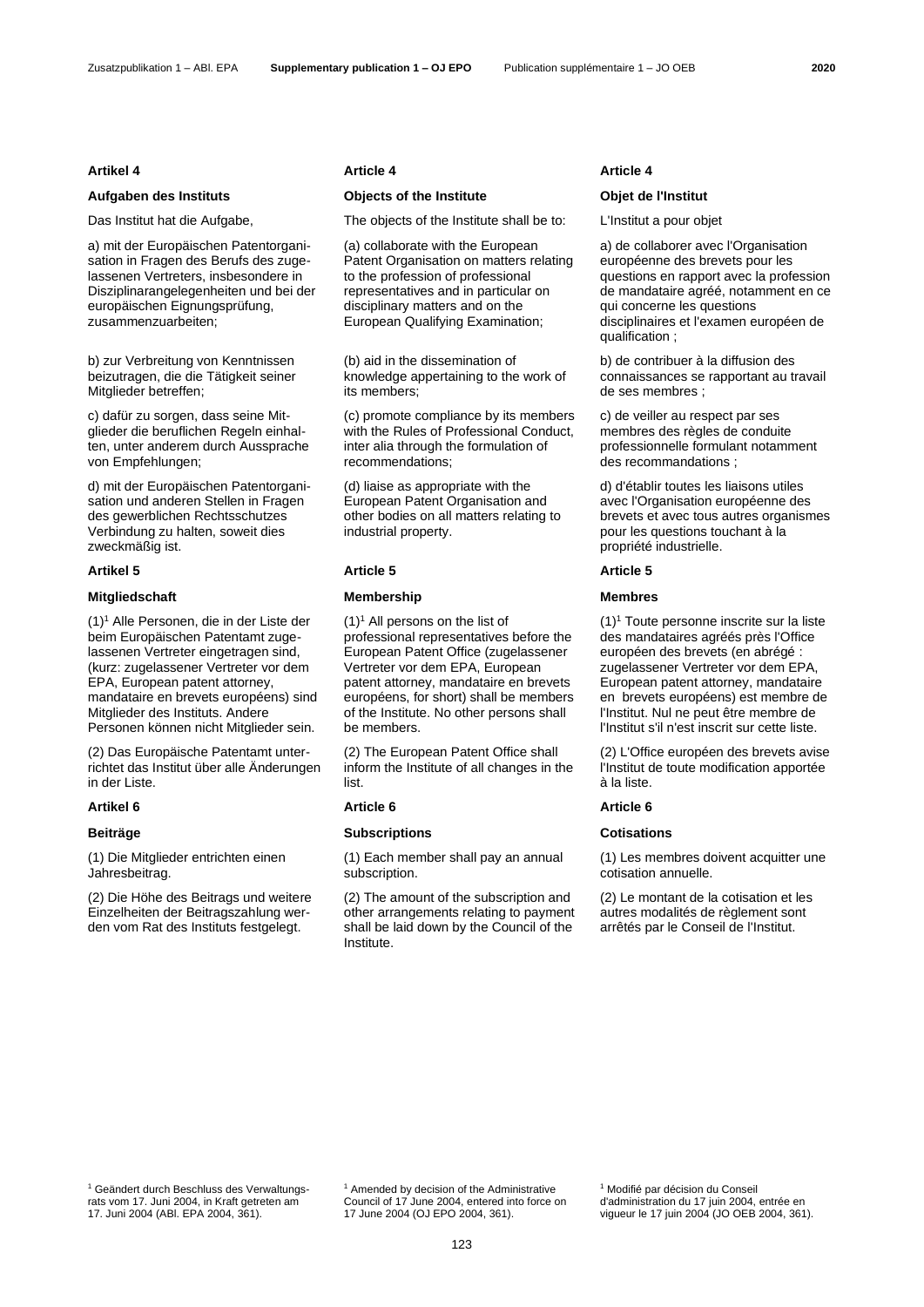## Artikel 4

### Aufgaben des Instituts

Das Institut hat die Aufgabe,

a) mit der Europäischen Patentorganisation in Fragen des Berufs des zugelassenen Vertreters, insbesondere in Disziplinarangelegenheiten und bei der europäischen Eignungsprüfung, zusammenzuarbeiten;

b) zur Verbreitung von Kenntnissen beizutragen, die die Tätigkeit seiner Mitglieder betreffen;

c) dafür zu sorgen, dass seine Mitglieder die beruflichen Regeln einhalten, unter anderem durch Aussprache von Empfehlungen;

d) mit der Europäischen Patentorganisation und anderen Stellen in Fragen des gewerblichen Rechtsschutzes Verbindung zu halten, soweit dies zweckmäßig ist.

## Artikel 5

### Mitgliedschaft

(1)[1] Alle Personen, die in der Liste der beim Europäischen Patentamt zugelassenen Vertreter eingetragen sind, (kurz: zugelassener Vertreter vor dem EPA, European patent attorney, mandataire en brevets européens) sind Mitglieder des Instituts. Andere Personen können nicht Mitglieder sein.

(2) Das Europäische Patentamt unterrichtet das Institut über alle Änderungen in der Liste.

## Artikel 6

### Beiträge

(1) Die Mitglieder entrichten einen Jahresbeitrag.

(2) Die Höhe des Beitrags und weitere Einzelheiten der Beitragszahlung werden vom Rat des Instituts festgelegt.

[1] Geändert durch Beschluss des Verwaltungsrats vom 17. Juni 2004, in Kraft getreten am 17. Juni 2004 (ABl. EPA 2004, 361).

## Article 4

### Objects of the Institute

The objects of the Institute shall be to:

(a) collaborate with the European Patent Organisation on matters relating to the profession of professional representatives and in particular on disciplinary matters and on the European Qualifying Examination;

(b) aid in the dissemination of knowledge appertaining to the work of its members;

(c) promote compliance by its members with the Rules of Professional Conduct, inter alia through the formulation of recommendations;

(d) liaise as appropriate with the European Patent Organisation and other bodies on all matters relating to industrial property.

## Article 5

### Membership

(1)[1] All persons on the list of professional representatives before the European Patent Office (zugelassener Vertreter vor dem EPA, European patent attorney, mandataire en brevets européens, for short) shall be members of the Institute. No other persons shall be members.

(2) The European Patent Office shall inform the Institute of all changes in the list.

## Article 6

### Subscriptions

(1) Each member shall pay an annual subscription.

(2) The amount of the subscription and other arrangements relating to payment shall be laid down by the Council of the Institute.

[1] Amended by decision of the Administrative Council of 17 June 2004, entered into force on 17 June 2004 (OJ EPO 2004, 361).

## Article 4

### Objet de l'Institut

L'Institut a pour objet

a) de collaborer avec l'Organisation européenne des brevets pour les questions en rapport avec la profession de mandataire agréé, notamment en ce qui concerne les questions disciplinaires et l'examen européen de qualification ;

b) de contribuer à la diffusion des connaissances se rapportant au travail de ses membres ;

c) de veiller au respect par ses membres des règles de conduite professionnelle formulant notamment des recommandations ;

d) d'établir toutes les liaisons utiles avec l'Organisation européenne des brevets et avec tous autres organismes pour les questions touchant à la propriété industrielle.

## Article 5

### Membres

(1)[1] Toute personne inscrite sur la liste des mandataires agréés près l'Office européen des brevets (en abrégé : zugelassener Vertreter vor dem EPA, European patent attorney, mandataire en brevets européens) est membre de l'Institut. Nul ne peut être membre de l'Institut s'il n'est inscrit sur cette liste.

(2) L'Office européen des brevets avise l'Institut de toute modification apportée à la liste.

## Article 6

### Cotisations

(1) Les membres doivent acquitter une cotisation annuelle.

(2) Le montant de la cotisation et les autres modalités de règlement sont arrêtés par le Conseil de l'Institut.

[1] Modifié par décision du Conseil d'administration du 17 juin 2004, entrée en vigueur le 17 juin 2004 (JO OEB 2004, 361).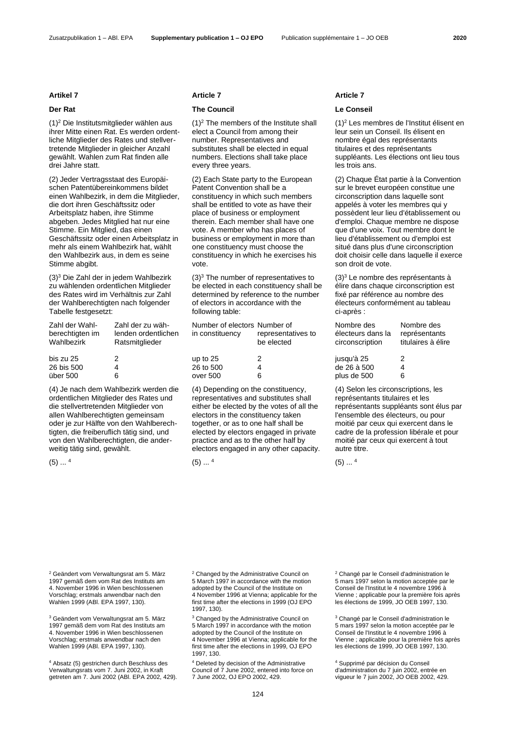## Artikel 7

### Der Rat

(1)[2] Die Institutsmitglieder wählen aus ihrer Mitte einen Rat. Es werden ordentliche Mitglieder des Rates und stellvertretende Mitglieder in gleicher Anzahl gewählt. Wahlen zum Rat finden alle drei Jahre statt.

(2) Jeder Vertragsstaat des Europäischen Patentübereinkommens bildet einen Wahlbezirk, in dem die Mitglieder, die dort ihren Geschäftssitz oder Arbeitsplatz haben, ihre Stimme abgeben. Jedes Mitglied hat nur eine Stimme. Ein Mitglied, das einen Geschäftssitz oder einen Arbeitsplatz in mehr als einem Wahlbezirk hat, wählt den Wahlbezirk aus, in dem es seine Stimme abgibt.

(3)[3] Die Zahl der in jedem Wahlbezirk zu wählenden ordentlichen Mitglieder des Rates wird im Verhältnis zur Zahl der Wahlberechtigten nach folgender Tabelle festgesetzt:

| Zahl der Wahlberechtigten im Wahlbezirk | Zahl der zu wählenden ordentlichen Ratsmitglieder |
|---|---|
| bis zu 25 | 2 |
| 26 bis 500 | 4 |
| über 500 | 6 |

(4) Je nach dem Wahlbezirk werden die ordentlichen Mitglieder des Rates und die stellvertretenden Mitglieder von allen Wahlberechtigten gemeinsam oder je zur Hälfte von den Wahlberechtigten, die freiberuflich tätig sind, und von den Wahlberechtigten, die anderweitig tätig sind, gewählt.

(5) ... [4]

## Article 7

### The Council

(1)[2] The members of the Institute shall elect a Council from among their number. Representatives and substitutes shall be elected in equal numbers. Elections shall take place every three years.

(2) Each State party to the European Patent Convention shall be a constituency in which such members shall be entitled to vote as have their place of business or employment therein. Each member shall have one vote. A member who has places of business or employment in more than one constituency must choose the constituency in which he exercises his vote.

(3)[3] The number of representatives to be elected in each constituency shall be determined by reference to the number of electors in accordance with the following table:

| Number of electors in constituency | Number of representatives to be elected |
|---|---|
| up to 25 | 2 |
| 26 to 500 | 4 |
| over 500 | 6 |

(4) Depending on the constituency, representatives and substitutes shall either be elected by the votes of all the electors in the constituency taken together, or as to one half shall be elected by electors engaged in private practice and as to the other half by electors engaged in any other capacity.

(5) ... [4]

## Article 7

### Le Conseil

(1)[2] Les membres de l'Institut élisent en leur sein un Conseil. Ils élisent en nombre égal des représentants titulaires et des représentants suppléants. Les élections ont lieu tous les trois ans.

(2) Chaque État partie à la Convention sur le brevet européen constitue une circonscription dans laquelle sont appelés à voter les membres qui y possèdent leur lieu d'établissement ou d'emploi. Chaque membre ne dispose que d'une voix. Tout membre dont le lieu d'établissement ou d'emploi est situé dans plus d'une circonscription doit choisir celle dans laquelle il exerce son droit de vote.

(3)[3] Le nombre des représentants à élire dans chaque circonscription est fixé par référence au nombre des électeurs conformément au tableau ci-après :

| Nombre des électeurs dans la circonscription | Nombre des représentants titulaires à élire |
|---|---|
| jusqu'à 25 | 2 |
| de 26 à 500 | 4 |
| plus de 500 | 6 |

(4) Selon les circonscriptions, les représentants titulaires et les représentants suppléants sont élus par l'ensemble des électeurs, ou pour moitié par ceux qui exercent dans le cadre de la profession libérale et pour moitié par ceux qui exercent à tout autre titre.

(5) ... [4]

---

[2] Geändert vom Verwaltungsrat am 5. März 1997 gemäß dem vom Rat des Instituts am 4. November 1996 in Wien beschlossenen Vorschlag; erstmals anwendbar nach den Wahlen 1999 (ABl. EPA 1997, 130).

[3] Geändert vom Verwaltungsrat am 5. März 1997 gemäß dem vom Rat des Instituts am 4. November 1996 in Wien beschlossenen Vorschlag; erstmals anwendbar nach den Wahlen 1999 (ABl. EPA 1997, 130).

[4] Absatz (5) gestrichen durch Beschluss des Verwaltungsrats vom 7. Juni 2002, in Kraft getreten am 7. Juni 2002 (ABl. EPA 2002, 429).

[2] Changed by the Administrative Council on 5 March 1997 in accordance with the motion adopted by the Council of the Institute on 4 November 1996 at Vienna; applicable for the first time after the elections in 1999 (OJ EPO 1997, 130).

[3] Changed by the Administrative Council on 5 March 1997 in accordance with the motion adopted by the Council of the Institute on 4 November 1996 at Vienna; applicable for the first time after the elections in 1999, OJ EPO 1997, 130.

[4] Deleted by decision of the Administrative Council of 7 June 2002, entered into force on 7 June 2002, OJ EPO 2002, 429.

[2] Changé par le Conseil d'administration le 5 mars 1997 selon la motion acceptée par le Conseil de l'Institut le 4 novembre 1996 à Vienne ; applicable pour la première fois après les élections de 1999, JO OEB 1997, 130.

[3] Changé par le Conseil d'administration le 5 mars 1997 selon la motion acceptée par le Conseil de l'Institut le 4 novembre 1996 à Vienne ; applicable pour la première fois après les élections de 1999, JO OEB 1997, 130.

[4] Supprimé par décision du Conseil d'administration du 7 juin 2002, entrée en vigueur le 7 juin 2002, JO OEB 2002, 429.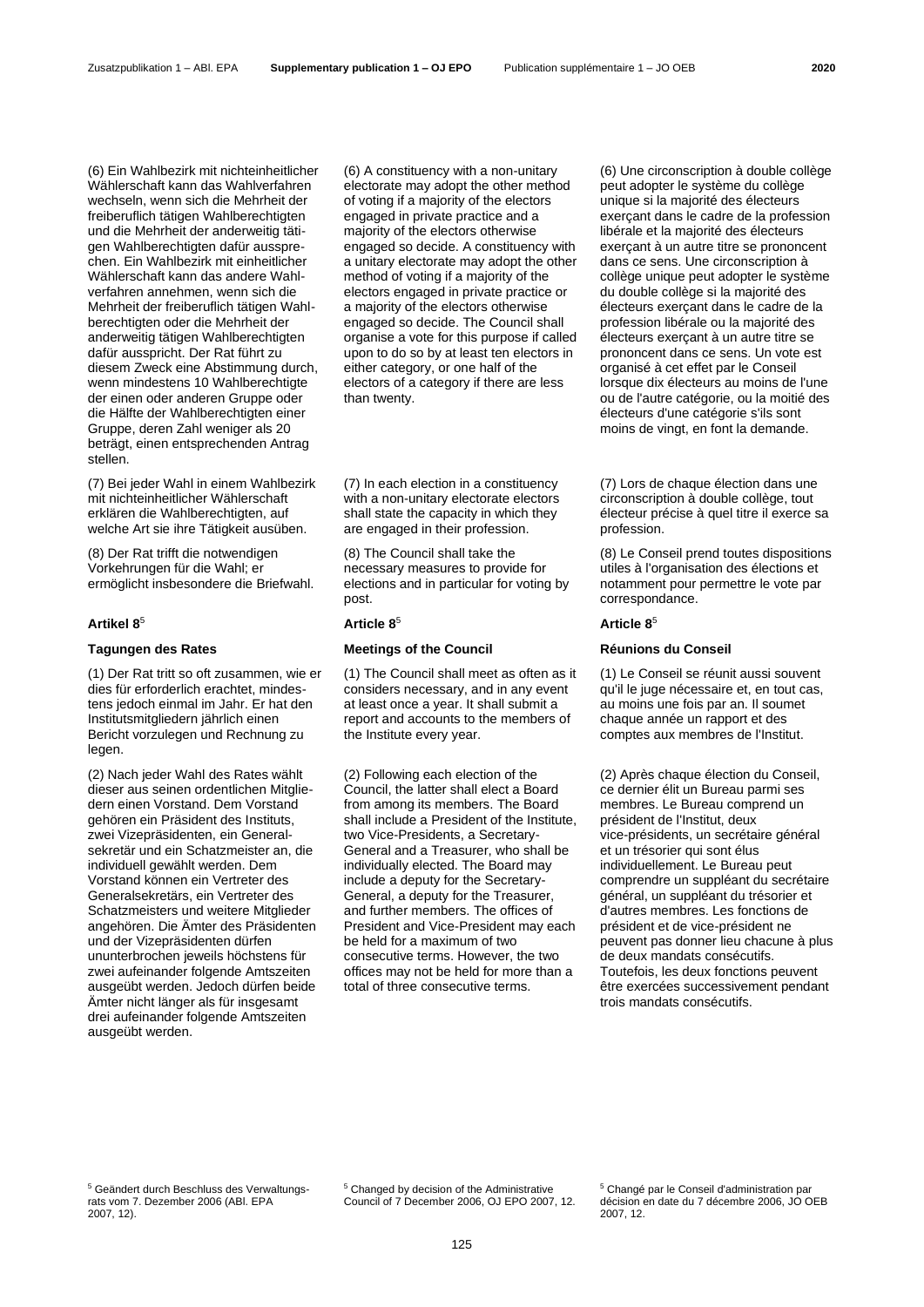(6) Ein Wahlbezirk mit nichteinheitlicher Wählerschaft kann das Wahlverfahren wechseln, wenn sich die Mehrheit der freiberuflich tätigen Wahlberechtigten und die Mehrheit der anderweitig tätigen Wahlberechtigten dafür aussprechen. Ein Wahlbezirk mit einheitlicher Wählerschaft kann das andere Wahlverfahren annehmen, wenn sich die Mehrheit der freiberuflich tätigen Wahlberechtigten oder die Mehrheit der anderweitig tätigen Wahlberechtigten dafür ausspricht. Der Rat führt zu diesem Zweck eine Abstimmung durch, wenn mindestens 10 Wahlberechtigte der einen oder anderen Gruppe oder die Hälfte der Wahlberechtigten einer Gruppe, deren Zahl weniger als 20 beträgt, einen entsprechenden Antrag stellen.

(7) Bei jeder Wahl in einem Wahlbezirk mit nichteinheitlicher Wählerschaft erklären die Wahlberechtigten, auf welche Art sie ihre Tätigkeit ausüben.

(8) Der Rat trifft die notwendigen Vorkehrungen für die Wahl; er ermöglicht insbesondere die Briefwahl.

### Artikel 8[5]

#### Tagungen des Rates

(1) Der Rat tritt so oft zusammen, wie er dies für erforderlich erachtet, mindestens jedoch einmal im Jahr. Er hat den Institutsmitgliedern jährlich einen Bericht vorzulegen und Rechnung zu legen.

(2) Nach jeder Wahl des Rates wählt dieser aus seinen ordentlichen Mitgliedern einen Vorstand. Dem Vorstand gehören ein Präsident des Instituts, zwei Vizepräsidenten, ein Generalsekretär und ein Schatzmeister an, die individuell gewählt werden. Dem Vorstand können ein Vertreter des Generalsekretärs, ein Vertreter des Schatzmeisters und weitere Mitglieder angehören. Die Ämter des Präsidenten und der Vizepräsidenten dürfen ununterbrochen jeweils höchstens für zwei aufeinander folgende Amtszeiten ausgeübt werden. Jedoch dürfen beide Ämter nicht länger als für insgesamt drei aufeinander folgende Amtszeiten ausgeübt werden.

(6) A constituency with a non-unitary electorate may adopt the other method of voting if a majority of the electors engaged in private practice and a majority of the electors otherwise engaged so decide. A constituency with a unitary electorate may adopt the other method of voting if a majority of the electors engaged in private practice or a majority of the electors otherwise engaged so decide. The Council shall organise a vote for this purpose if called upon to do so by at least ten electors in either category, or one half of the electors of a category if there are less than twenty.

(7) In each election in a constituency with a non-unitary electorate electors shall state the capacity in which they are engaged in their profession.

(8) The Council shall take the necessary measures to provide for elections and in particular for voting by post.

### Article 8[5]

#### Meetings of the Council

(1) The Council shall meet as often as it considers necessary, and in any event at least once a year. It shall submit a report and accounts to the members of the Institute every year.

(2) Following each election of the Council, the latter shall elect a Board from among its members. The Board shall include a President of the Institute, two Vice-Presidents, a Secretary-General and a Treasurer, who shall be individually elected. The Board may include a deputy for the Secretary-General, a deputy for the Treasurer, and further members. The offices of President and Vice-President may each be held for a maximum of two consecutive terms. However, the two offices may not be held for more than a total of three consecutive terms.

(6) Une circonscription à double collège peut adopter le système du collège unique si la majorité des électeurs exerçant dans le cadre de la profession libérale et la majorité des électeurs exerçant à un autre titre se prononcent dans ce sens. Une circonscription à collège unique peut adopter le système du double collège si la majorité des électeurs exerçant dans le cadre de la profession libérale ou la majorité des électeurs exerçant à un autre titre se prononcent dans ce sens. Un vote est organisé à cet effet par le Conseil lorsque dix électeurs au moins de l'une ou de l'autre catégorie, ou la moitié des électeurs d'une catégorie s'ils sont moins de vingt, en font la demande.

(7) Lors de chaque élection dans une circonscription à double collège, tout électeur précise à quel titre il exerce sa profession.

(8) Le Conseil prend toutes dispositions utiles à l'organisation des élections et notamment pour permettre le vote par correspondance.

### Article 8[5]

#### Réunions du Conseil

(1) Le Conseil se réunit aussi souvent qu'il le juge nécessaire et, en tout cas, au moins une fois par an. Il soumet chaque année un rapport et des comptes aux membres de l'Institut.

(2) Après chaque élection du Conseil, ce dernier élit un Bureau parmi ses membres. Le Bureau comprend un président de l'Institut, deux vice-présidents, un secrétaire général et un trésorier qui sont élus individuellement. Le Bureau peut comprendre un suppléant du secrétaire général, un suppléant du trésorier et d'autres membres. Les fonctions de président et de vice-président ne peuvent pas donner lieu chacune à plus de deux mandats consécutifs. Toutefois, les deux fonctions peuvent être exercées successivement pendant trois mandats consécutifs.

---

[5] Geändert durch Beschluss des Verwaltungsrats vom 7. Dezember 2006 (ABl. EPA 2007, 12).

[5] Changed by decision of the Administrative Council of 7 December 2006, OJ EPO 2007, 12.

[5] Changé par le Conseil d'administration par décision en date du 7 décembre 2006, JO OEB 2007, 12.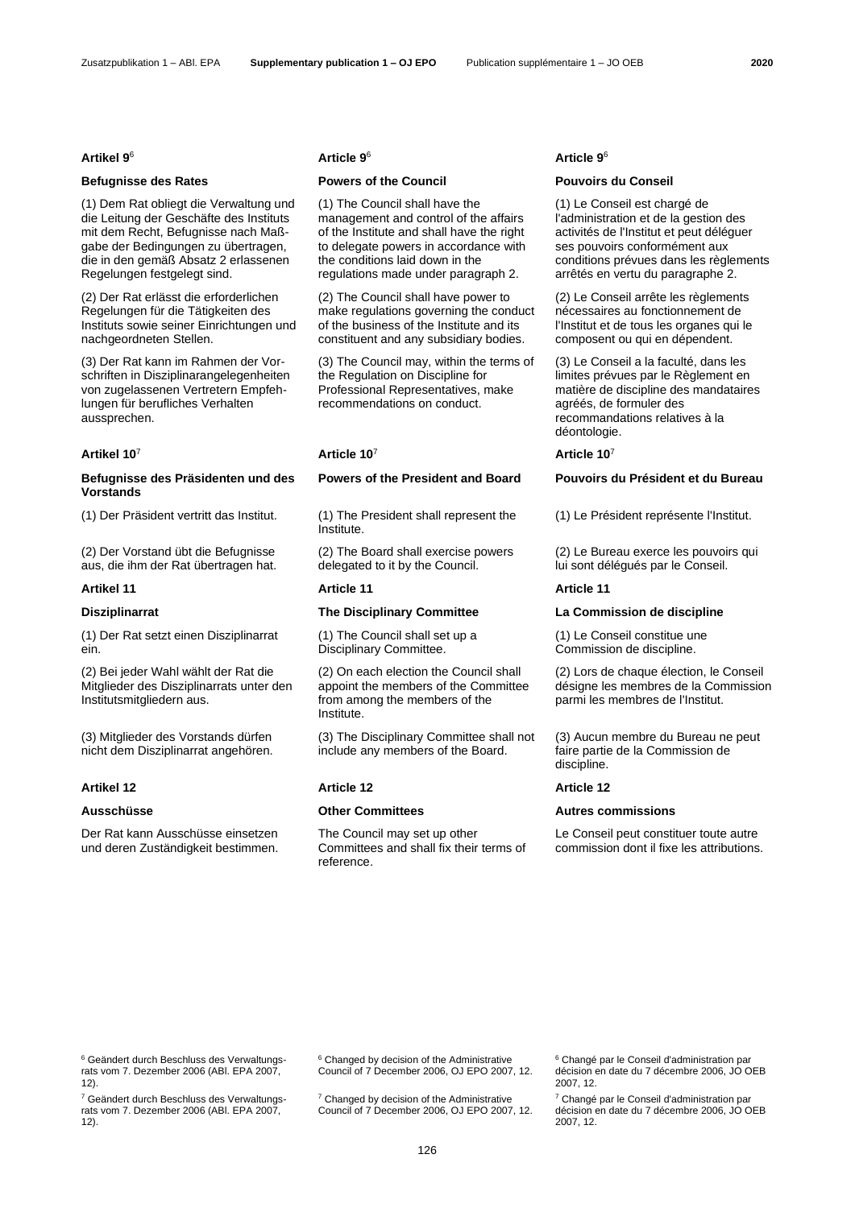### Artikel 9[6]

#### Befugnisse des Rates

(1) Dem Rat obliegt die Verwaltung und die Leitung der Geschäfte des Instituts mit dem Recht, Befugnisse nach Maßgabe der Bedingungen zu übertragen, die in den gemäß Absatz 2 erlassenen Regelungen festgelegt sind.

(2) Der Rat erlässt die erforderlichen Regelungen für die Tätigkeiten des Instituts sowie seiner Einrichtungen und nachgeordneten Stellen.

(3) Der Rat kann im Rahmen der Vorschriften in Disziplinarangelegenheiten von zugelassenen Vertretern Empfehlungen für berufliches Verhalten aussprechen.

### Artikel 10[7]

#### Befugnisse des Präsidenten und des Vorstands

(1) Der Präsident vertritt das Institut.

(2) Der Vorstand übt die Befugnisse aus, die ihm der Rat übertragen hat.

### Artikel 11

#### Disziplinarrat

(1) Der Rat setzt einen Disziplinarrat ein.

(2) Bei jeder Wahl wählt der Rat die Mitglieder des Disziplinarrats unter den Institutsmitgliedern aus.

(3) Mitglieder des Vorstands dürfen nicht dem Disziplinarrat angehören.

### Artikel 12

#### Ausschüsse

Der Rat kann Ausschüsse einsetzen und deren Zuständigkeit bestimmen.

### Article 9[6]

#### Powers of the Council

(1) The Council shall have the management and control of the affairs of the Institute and shall have the right to delegate powers in accordance with the conditions laid down in the regulations made under paragraph 2.

(2) The Council shall have power to make regulations governing the conduct of the business of the Institute and its constituent and any subsidiary bodies.

(3) The Council may, within the terms of the Regulation on Discipline for Professional Representatives, make recommendations on conduct.

### Article 10[7]

#### Powers of the President and Board

(1) The President shall represent the Institute.

(2) The Board shall exercise powers delegated to it by the Council.

### Article 11

#### The Disciplinary Committee

(1) The Council shall set up a Disciplinary Committee.

(2) On each election the Council shall appoint the members of the Committee from among the members of the Institute.

(3) The Disciplinary Committee shall not include any members of the Board.

### Article 12

#### Other Committees

The Council may set up other Committees and shall fix their terms of reference.

### Article 9[6]

#### Pouvoirs du Conseil

(1) Le Conseil est chargé de l'administration et de la gestion des activités de l'Institut et peut déléguer ses pouvoirs conformément aux conditions prévues dans les règlements arrêtés en vertu du paragraphe 2.

(2) Le Conseil arrête les règlements nécessaires au fonctionnement de l'Institut et de tous les organes qui le composent ou qui en dépendent.

(3) Le Conseil a la faculté, dans les limites prévues par le Règlement en matière de discipline des mandataires agréés, de formuler des recommandations relatives à la déontologie.

### Article 10[7]

#### Pouvoirs du Président et du Bureau

(1) Le Président représente l'Institut.

(2) Le Bureau exerce les pouvoirs qui lui sont délégués par le Conseil.

### Article 11

#### La Commission de discipline

(1) Le Conseil constitue une Commission de discipline.

(2) Lors de chaque élection, le Conseil désigne les membres de la Commission parmi les membres de l'Institut.

(3) Aucun membre du Bureau ne peut faire partie de la Commission de discipline.

### Article 12

#### Autres commissions

Le Conseil peut constituer toute autre commission dont il fixe les attributions.

---

[6] Geändert durch Beschluss des Verwaltungsrats vom 7. Dezember 2006 (ABl. EPA 2007, 12).

[7] Geändert durch Beschluss des Verwaltungsrats vom 7. Dezember 2006 (ABl. EPA 2007, 12).

[6] Changed by decision of the Administrative Council of 7 December 2006, OJ EPO 2007, 12.

[7] Changed by decision of the Administrative Council of 7 December 2006, OJ EPO 2007, 12.

[6] Changé par le Conseil d'administration par décision en date du 7 décembre 2006, JO OEB 2007, 12.

[7] Changé par le Conseil d'administration par décision en date du 7 décembre 2006, JO OEB 2007, 12.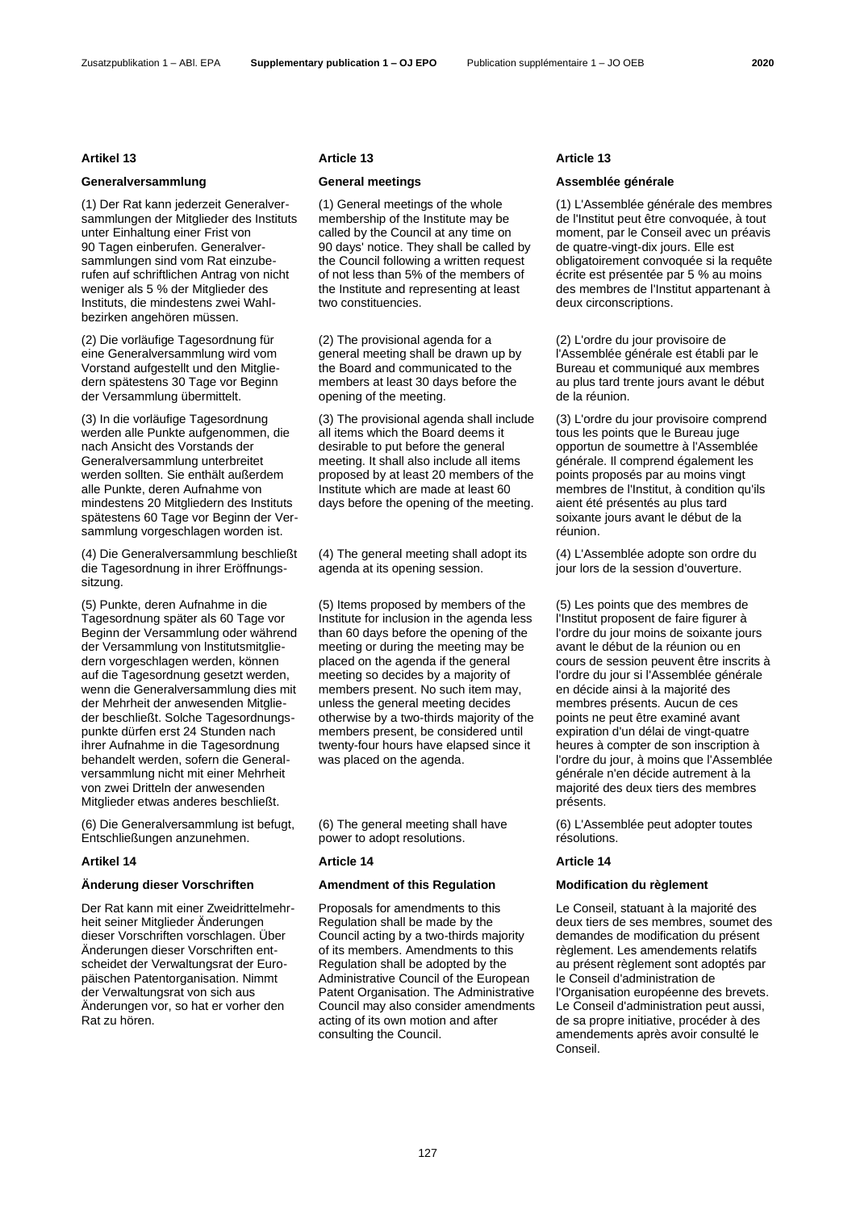### Artikel 13

#### Generalversammlung

(1) Der Rat kann jederzeit Generalversammlungen der Mitglieder des Instituts unter Einhaltung einer Frist von 90 Tagen einberufen. Generalversammlungen sind vom Rat einzuberufen auf schriftlichen Antrag von nicht weniger als 5 % der Mitglieder des Instituts, die mindestens zwei Wahlbezirken angehören müssen.

(2) Die vorläufige Tagesordnung für eine Generalversammlung wird vom Vorstand aufgestellt und den Mitgliedern spätestens 30 Tage vor Beginn der Versammlung übermittelt.

(3) In die vorläufige Tagesordnung werden alle Punkte aufgenommen, die nach Ansicht des Vorstands der Generalversammlung unterbreitet werden sollten. Sie enthält außerdem alle Punkte, deren Aufnahme von mindestens 20 Mitgliedern des Instituts spätestens 60 Tage vor Beginn der Versammlung vorgeschlagen worden ist.

(4) Die Generalversammlung beschließt die Tagesordnung in ihrer Eröffnungssitzung.

(5) Punkte, deren Aufnahme in die Tagesordnung später als 60 Tage vor Beginn der Versammlung oder während der Versammlung von Institutsmitgliedern vorgeschlagen werden, können auf die Tagesordnung gesetzt werden, wenn die Generalversammlung dies mit der Mehrheit der anwesenden Mitglieder beschließt. Solche Tagesordnungspunkte dürfen erst 24 Stunden nach ihrer Aufnahme in die Tagesordnung behandelt werden, sofern die Generalversammlung nicht mit einer Mehrheit von zwei Dritteln der anwesenden Mitglieder etwas anderes beschließt.

(6) Die Generalversammlung ist befugt, Entschließungen anzunehmen.

### Artikel 14

#### Änderung dieser Vorschriften

Der Rat kann mit einer Zweidrittelmehrheit seiner Mitglieder Änderungen dieser Vorschriften vorschlagen. Über Änderungen dieser Vorschriften entscheidet der Verwaltungsrat der Europäischen Patentorganisation. Nimmt der Verwaltungsrat von sich aus Änderungen vor, so hat er vorher den Rat zu hören.

### Article 13

#### General meetings

(1) General meetings of the whole membership of the Institute may be called by the Council at any time on 90 days' notice. They shall be called by the Council following a written request of not less than 5% of the members of the Institute and representing at least two constituencies.

(2) The provisional agenda for a general meeting shall be drawn up by the Board and communicated to the members at least 30 days before the opening of the meeting.

(3) The provisional agenda shall include all items which the Board deems it desirable to put before the general meeting. It shall also include all items proposed by at least 20 members of the Institute which are made at least 60 days before the opening of the meeting.

(4) The general meeting shall adopt its agenda at its opening session.

(5) Items proposed by members of the Institute for inclusion in the agenda less than 60 days before the opening of the meeting or during the meeting may be placed on the agenda if the general meeting so decides by a majority of members present. No such item may, unless the general meeting decides otherwise by a two-thirds majority of the members present, be considered until twenty-four hours have elapsed since it was placed on the agenda.

(6) The general meeting shall have power to adopt resolutions.

### Article 14

#### Amendment of this Regulation

Proposals for amendments to this Regulation shall be made by the Council acting by a two-thirds majority of its members. Amendments to this Regulation shall be adopted by the Administrative Council of the European Patent Organisation. The Administrative Council may also consider amendments acting of its own motion and after consulting the Council.

### Article 13

#### Assemblée générale

(1) L'Assemblée générale des membres de l'Institut peut être convoquée, à tout moment, par le Conseil avec un préavis de quatre-vingt-dix jours. Elle est obligatoirement convoquée si la requête écrite est présentée par 5 % au moins des membres de l'Institut appartenant à deux circonscriptions.

(2) L'ordre du jour provisoire de l'Assemblée générale est établi par le Bureau et communiqué aux membres au plus tard trente jours avant le début de la réunion.

(3) L'ordre du jour provisoire comprend tous les points que le Bureau juge opportun de soumettre à l'Assemblée générale. Il comprend également les points proposés par au moins vingt membres de l'Institut, à condition qu'ils aient été présentés au plus tard soixante jours avant le début de la réunion.

(4) L'Assemblée adopte son ordre du jour lors de la session d'ouverture.

(5) Les points que des membres de l'Institut proposent de faire figurer à l'ordre du jour moins de soixante jours avant le début de la réunion ou en cours de session peuvent être inscrits à l'ordre du jour si l'Assemblée générale en décide ainsi à la majorité des membres présents. Aucun de ces points ne peut être examiné avant expiration d'un délai de vingt-quatre heures à compter de son inscription à l'ordre du jour, à moins que l'Assemblée générale n'en décide autrement à la majorité des deux tiers des membres présents.

(6) L'Assemblée peut adopter toutes résolutions.

### Article 14

#### Modification du règlement

Le Conseil, statuant à la majorité des deux tiers de ses membres, soumet des demandes de modification du présent règlement. Les amendements relatifs au présent règlement sont adoptés par le Conseil d'administration de l'Organisation européenne des brevets. Le Conseil d'administration peut aussi, de sa propre initiative, procéder à des amendements après avoir consulté le Conseil.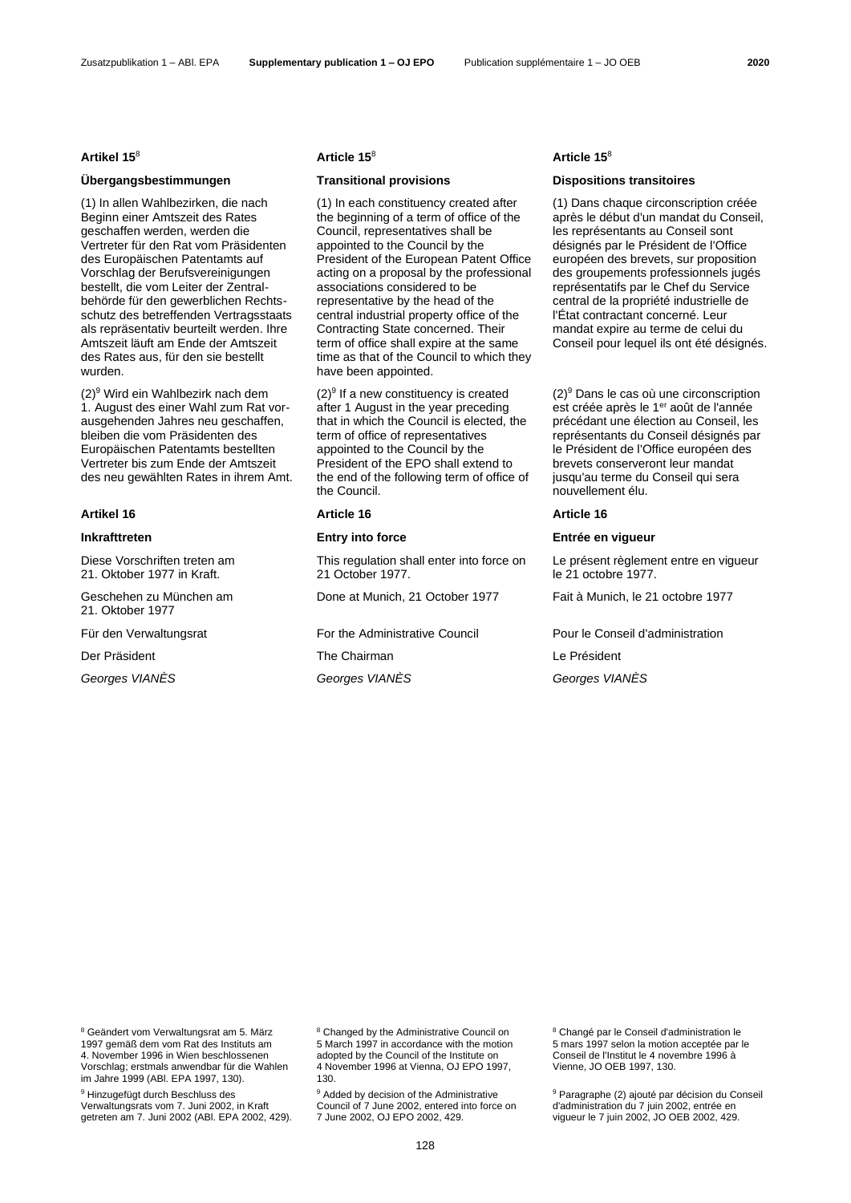**Artikel 15**[8]

**Übergangsbestimmungen**

(1) In allen Wahlbezirken, die nach Beginn einer Amtszeit des Rates geschaffen werden, werden die Vertreter für den Rat vom Präsidenten des Europäischen Patentamts auf Vorschlag der Berufsvereinigungen bestellt, die vom Leiter der Zentralbehörde für den gewerblichen Rechtsschutz des betreffenden Vertragsstaats als repräsentativ beurteilt werden. Ihre Amtszeit läuft am Ende der Amtszeit des Rates aus, für den sie bestellt wurden.

(2)[9] Wird ein Wahlbezirk nach dem 1. August des einer Wahl zum Rat vorausgehenden Jahres neu geschaffen, bleiben die vom Präsidenten des Europäischen Patentamts bestellten Vertreter bis zum Ende der Amtszeit des neu gewählten Rates in ihrem Amt.

**Artikel 16**

**Inkrafttreten**

Diese Vorschriften treten am 21. Oktober 1977 in Kraft.

Geschehen zu München am 21. Oktober 1977

Für den Verwaltungsrat

Der Präsident

*Georges VIANÈS*

**Article 15**[8]

**Transitional provisions**

(1) In each constituency created after the beginning of a term of office of the Council, representatives shall be appointed to the Council by the President of the European Patent Office acting on a proposal by the professional associations considered to be representative by the head of the central industrial property office of the Contracting State concerned. Their term of office shall expire at the same time as that of the Council to which they have been appointed.

(2)[9] If a new constituency is created after 1 August in the year preceding that in which the Council is elected, the term of office of representatives appointed to the Council by the President of the EPO shall extend to the end of the following term of office of the Council.

**Article 16**

**Entry into force**

This regulation shall enter into force on 21 October 1977.

Done at Munich, 21 October 1977

For the Administrative Council

The Chairman

*Georges VIANÈS*

**Article 15**[8]

**Dispositions transitoires**

(1) Dans chaque circonscription créée après le début d'un mandat du Conseil, les représentants au Conseil sont désignés par le Président de l'Office européen des brevets, sur proposition des groupements professionnels jugés représentatifs par le Chef du Service central de la propriété industrielle de l'État contractant concerné. Leur mandat expire au terme de celui du Conseil pour lequel ils ont été désignés.

(2)[9] Dans le cas où une circonscription est créée après le 1er août de l'année précédant une élection au Conseil, les représentants du Conseil désignés par le Président de l'Office européen des brevets conserveront leur mandat jusqu'au terme du Conseil qui sera nouvellement élu.

**Article 16**

**Entrée en vigueur**

Le présent règlement entre en vigueur le 21 octobre 1977.

Fait à Munich, le 21 octobre 1977

Pour le Conseil d'administration

Le Président

*Georges VIANÈS*

---

[8] Geändert vom Verwaltungsrat am 5. März 1997 gemäß dem vom Rat des Instituts am 4. November 1996 in Wien beschlossenen Vorschlag; erstmals anwendbar für die Wahlen im Jahre 1999 (ABl. EPA 1997, 130).

[9] Hinzugefügt durch Beschluss des Verwaltungsrats vom 7. Juni 2002, in Kraft getreten am 7. Juni 2002 (ABl. EPA 2002, 429).

[8] Changed by the Administrative Council on 5 March 1997 in accordance with the motion adopted by the Council of the Institute on 4 November 1996 at Vienna, OJ EPO 1997, 130.

[9] Added by decision of the Administrative Council of 7 June 2002, entered into force on 7 June 2002, OJ EPO 2002, 429.

[8] Changé par le Conseil d'administration le 5 mars 1997 selon la motion acceptée par le Conseil de l'Institut le 4 novembre 1996 à Vienne, JO OEB 1997, 130.

[9] Paragraphe (2) ajouté par décision du Conseil d'administration du 7 juin 2002, entrée en vigueur le 7 juin 2002, JO OEB 2002, 429.